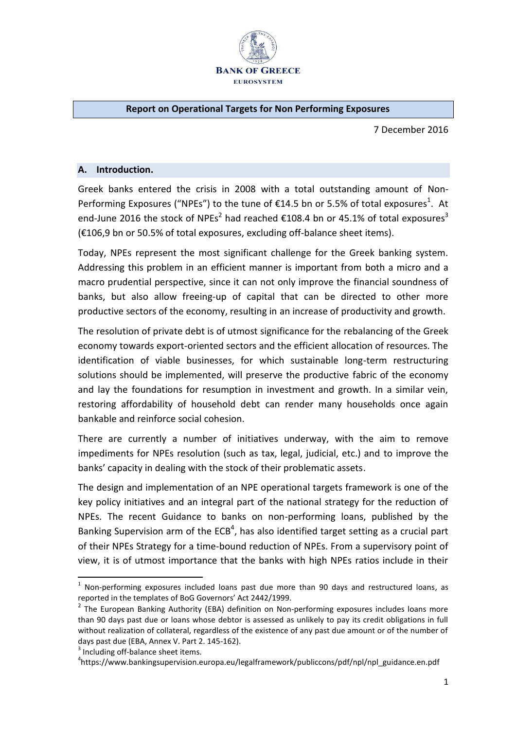BANK OF GREECE

EUROSYSTEM

# Report on Operational Targets for Non Performing Exposures

7 December 2016

## A. Introduction.

Greek banks entered the crisis in 2008 with a total outstanding amount of Non-Performing Exposures ("NPEs") to the tune of €14.5 bn or 5.5% of total exposures[1]. At end-June 2016 the stock of NPEs[2] had reached €108.4 bn or 45.1% of total exposures[3] (€106,9 bn or 50.5% of total exposures, excluding off-balance sheet items).

Today, NPEs represent the most significant challenge for the Greek banking system. Addressing this problem in an efficient manner is important from both a micro and a macro prudential perspective, since it can not only improve the financial soundness of banks, but also allow freeing-up of capital that can be directed to other more productive sectors of the economy, resulting in an increase of productivity and growth.

The resolution of private debt is of utmost significance for the rebalancing of the Greek economy towards export-oriented sectors and the efficient allocation of resources. The identification of viable businesses, for which sustainable long-term restructuring solutions should be implemented, will preserve the productive fabric of the economy and lay the foundations for resumption in investment and growth. In a similar vein, restoring affordability of household debt can render many households once again bankable and reinforce social cohesion.

There are currently a number of initiatives underway, with the aim to remove impediments for NPEs resolution (such as tax, legal, judicial, etc.) and to improve the banks' capacity in dealing with the stock of their problematic assets.

The design and implementation of an NPE operational targets framework is one of the key policy initiatives and an integral part of the national strategy for the reduction of NPEs. The recent Guidance to banks on non-performing loans, published by the Banking Supervision arm of the ECB[4], has also identified target setting as a crucial part of their NPEs Strategy for a time-bound reduction of NPEs. From a supervisory point of view, it is of utmost importance that the banks with high NPEs ratios include in their

---

[1] Non-performing exposures included loans past due more than 90 days and restructured loans, as reported in the templates of BoG Governors' Act 2442/1999.

[2] The European Banking Authority (EBA) definition on Non-performing exposures includes loans more than 90 days past due or loans whose debtor is assessed as unlikely to pay its credit obligations in full without realization of collateral, regardless of the existence of any past due amount or of the number of days past due (EBA, Annex V. Part 2. 145-162).

[3] Including off-balance sheet items.

[4] https://www.bankingsupervision.europa.eu/legalframework/publiccons/pdf/npl/npl_guidance.en.pdf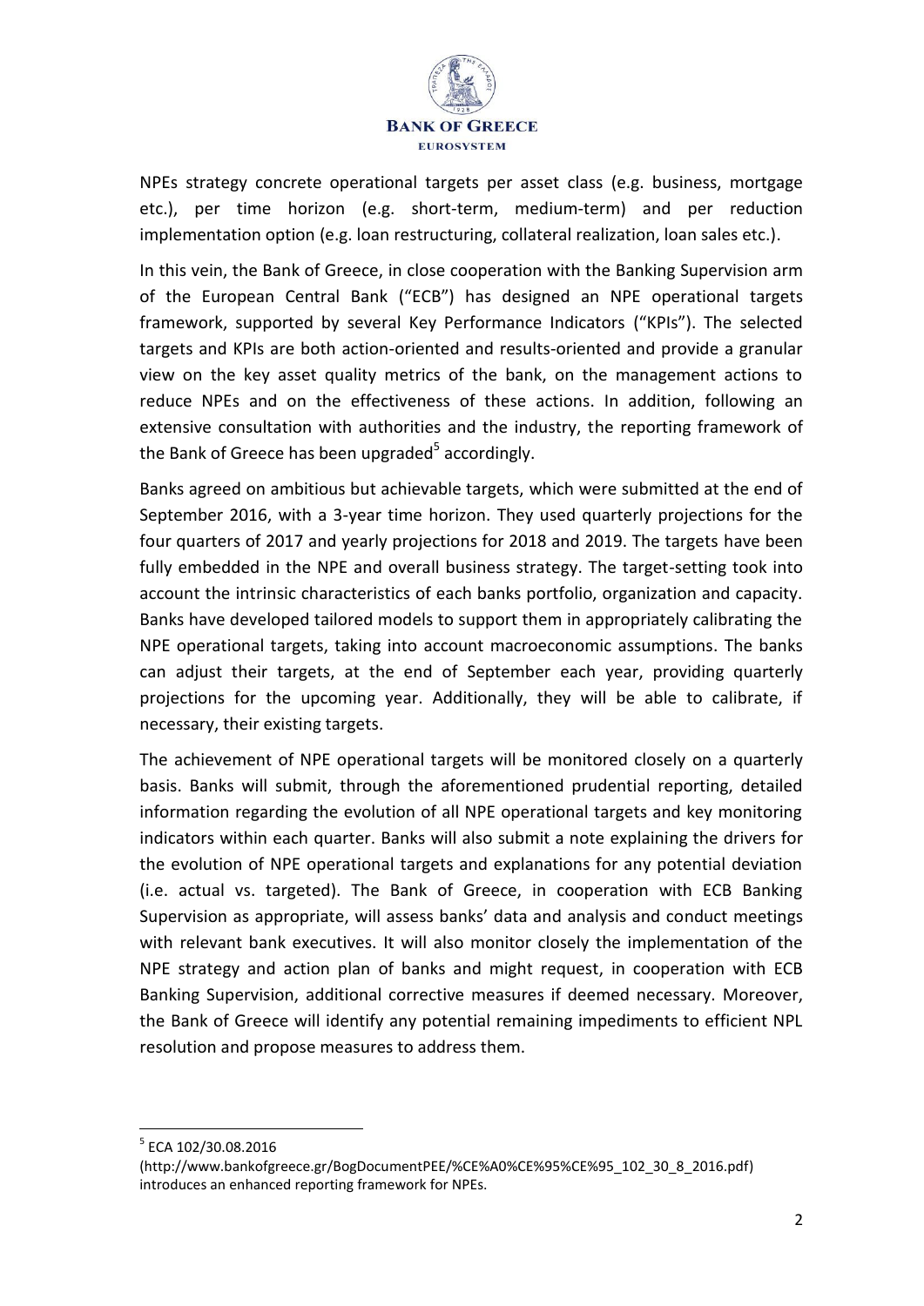NPEs strategy concrete operational targets per asset class (e.g. business, mortgage etc.), per time horizon (e.g. short-term, medium-term) and per reduction implementation option (e.g. loan restructuring, collateral realization, loan sales etc.).

In this vein, the Bank of Greece, in close cooperation with the Banking Supervision arm of the European Central Bank ("ECB") has designed an NPE operational targets framework, supported by several Key Performance Indicators ("KPIs"). The selected targets and KPIs are both action-oriented and results-oriented and provide a granular view on the key asset quality metrics of the bank, on the management actions to reduce NPEs and on the effectiveness of these actions. In addition, following an extensive consultation with authorities and the industry, the reporting framework of the Bank of Greece has been upgraded[5] accordingly.

Banks agreed on ambitious but achievable targets, which were submitted at the end of September 2016, with a 3-year time horizon. They used quarterly projections for the four quarters of 2017 and yearly projections for 2018 and 2019. The targets have been fully embedded in the NPE and overall business strategy. The target-setting took into account the intrinsic characteristics of each banks portfolio, organization and capacity. Banks have developed tailored models to support them in appropriately calibrating the NPE operational targets, taking into account macroeconomic assumptions. The banks can adjust their targets, at the end of September each year, providing quarterly projections for the upcoming year. Additionally, they will be able to calibrate, if necessary, their existing targets.

The achievement of NPE operational targets will be monitored closely on a quarterly basis. Banks will submit, through the aforementioned prudential reporting, detailed information regarding the evolution of all NPE operational targets and key monitoring indicators within each quarter. Banks will also submit a note explaining the drivers for the evolution of NPE operational targets and explanations for any potential deviation (i.e. actual vs. targeted). The Bank of Greece, in cooperation with ECB Banking Supervision as appropriate, will assess banks' data and analysis and conduct meetings with relevant bank executives. It will also monitor closely the implementation of the NPE strategy and action plan of banks and might request, in cooperation with ECB Banking Supervision, additional corrective measures if deemed necessary. Moreover, the Bank of Greece will identify any potential remaining impediments to efficient NPL resolution and propose measures to address them.

---

[5] ECA 102/30.08.2016 (http://www.bankofgreece.gr/BogDocumentPEE/%CE%A0%CE%95%CE%95_102_30_8_2016.pdf) introduces an enhanced reporting framework for NPEs.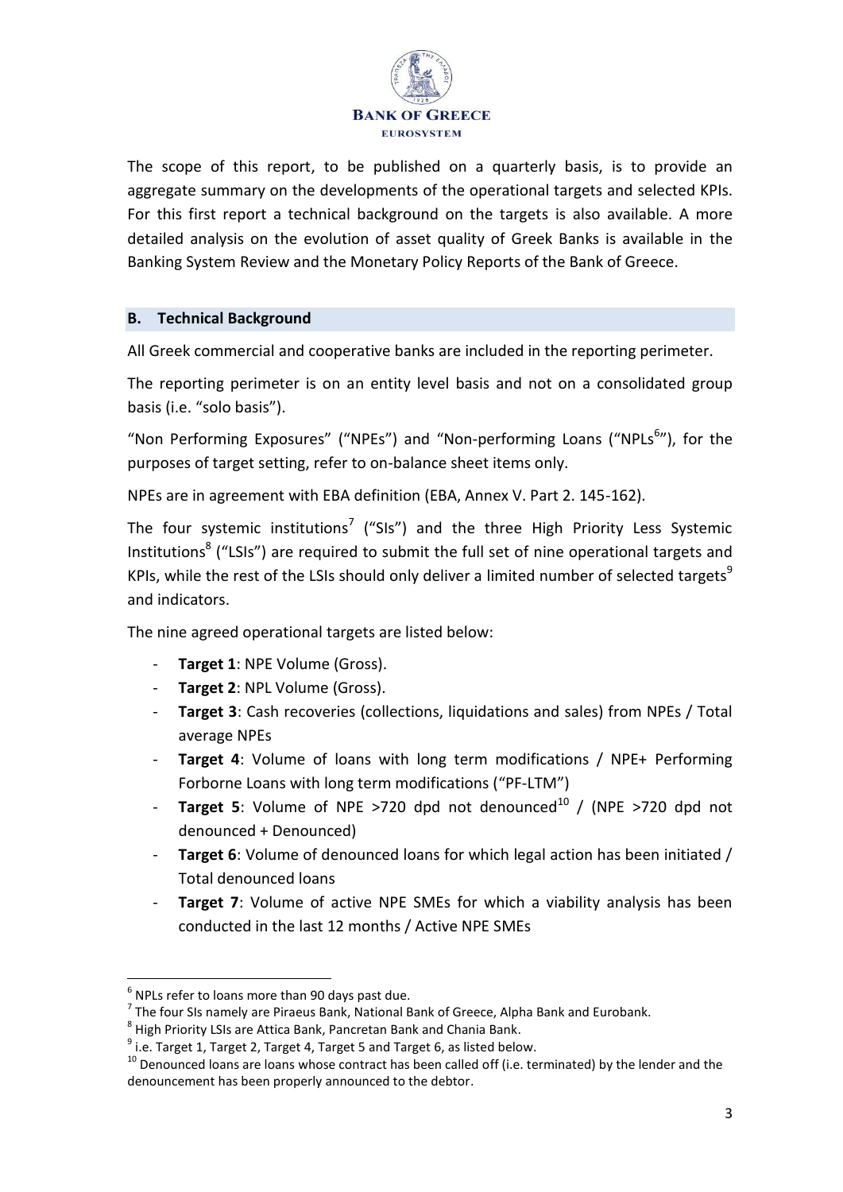The scope of this report, to be published on a quarterly basis, is to provide an aggregate summary on the developments of the operational targets and selected KPIs. For this first report a technical background on the targets is also available. A more detailed analysis on the evolution of asset quality of Greek Banks is available in the Banking System Review and the Monetary Policy Reports of the Bank of Greece.

## B. Technical Background

All Greek commercial and cooperative banks are included in the reporting perimeter.

The reporting perimeter is on an entity level basis and not on a consolidated group basis (i.e. "solo basis").

"Non Performing Exposures" ("NPEs") and "Non-performing Loans ("NPLs[6]"), for the purposes of target setting, refer to on-balance sheet items only.

NPEs are in agreement with EBA definition (EBA, Annex V. Part 2. 145-162).

The four systemic institutions[7] ("SIs") and the three High Priority Less Systemic Institutions[8] ("LSIs") are required to submit the full set of nine operational targets and KPIs, while the rest of the LSIs should only deliver a limited number of selected targets[9] and indicators.

The nine agreed operational targets are listed below:

- **Target 1**: NPE Volume (Gross).
- **Target 2**: NPL Volume (Gross).
- **Target 3**: Cash recoveries (collections, liquidations and sales) from NPEs / Total average NPEs
- **Target 4**: Volume of loans with long term modifications / NPE+ Performing Forborne Loans with long term modifications ("PF-LTM")
- **Target 5**: Volume of NPE >720 dpd not denounced[10] / (NPE >720 dpd not denounced + Denounced)
- **Target 6**: Volume of denounced loans for which legal action has been initiated / Total denounced loans
- **Target 7**: Volume of active NPE SMEs for which a viability analysis has been conducted in the last 12 months / Active NPE SMEs

---

[6] NPLs refer to loans more than 90 days past due.

[7] The four SIs namely are Piraeus Bank, National Bank of Greece, Alpha Bank and Eurobank.

[8] High Priority LSIs are Attica Bank, Pancretan Bank and Chania Bank.

[9] i.e. Target 1, Target 2, Target 4, Target 5 and Target 6, as listed below.

[10] Denounced loans are loans whose contract has been called off (i.e. terminated) by the lender and the denouncement has been properly announced to the debtor.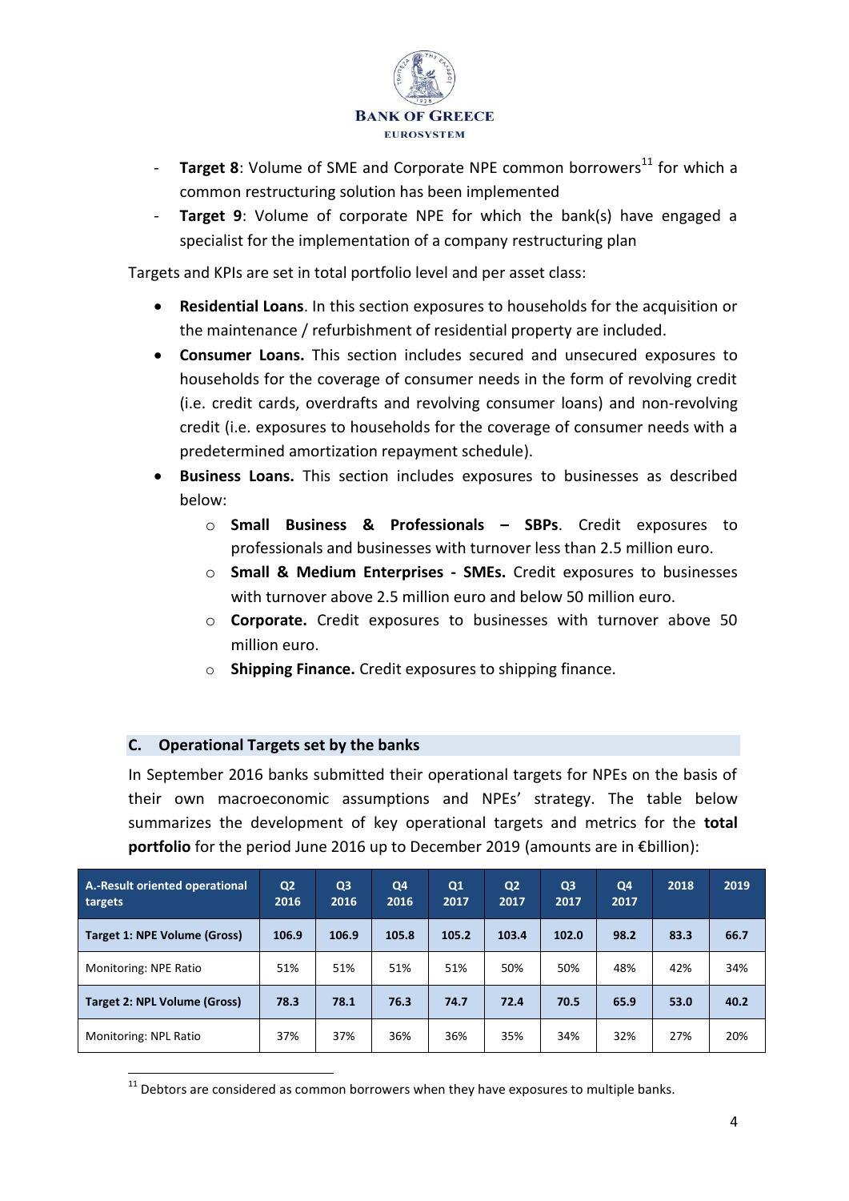- **Target 8**: Volume of SME and Corporate NPE common borrowers[11] for which a common restructuring solution has been implemented
- **Target 9**: Volume of corporate NPE for which the bank(s) have engaged a specialist for the implementation of a company restructuring plan

Targets and KPIs are set in total portfolio level and per asset class:

- **Residential Loans**. In this section exposures to households for the acquisition or the maintenance / refurbishment of residential property are included.
- **Consumer Loans.** This section includes secured and unsecured exposures to households for the coverage of consumer needs in the form of revolving credit (i.e. credit cards, overdrafts and revolving consumer loans) and non-revolving credit (i.e. exposures to households for the coverage of consumer needs with a predetermined amortization repayment schedule).
- **Business Loans.** This section includes exposures to businesses as described below:
  - **Small Business & Professionals – SBPs**. Credit exposures to professionals and businesses with turnover less than 2.5 million euro.
  - **Small & Medium Enterprises - SMEs.** Credit exposures to businesses with turnover above 2.5 million euro and below 50 million euro.
  - **Corporate.** Credit exposures to businesses with turnover above 50 million euro.
  - **Shipping Finance.** Credit exposures to shipping finance.

## C. Operational Targets set by the banks

In September 2016 banks submitted their operational targets for NPEs on the basis of their own macroeconomic assumptions and NPEs' strategy. The table below summarizes the development of key operational targets and metrics for the **total portfolio** for the period June 2016 up to December 2019 (amounts are in €billion):

| A.-Result oriented operational targets | Q2 2016 | Q3 2016 | Q4 2016 | Q1 2017 | Q2 2017 | Q3 2017 | Q4 2017 | 2018 | 2019 |
|---|---|---|---|---|---|---|---|---|---|
| **Target 1: NPE Volume (Gross)** | **106.9** | **106.9** | **105.8** | **105.2** | **103.4** | **102.0** | **98.2** | **83.3** | **66.7** |
| Monitoring: NPE Ratio | 51% | 51% | 51% | 51% | 50% | 50% | 48% | 42% | 34% |
| **Target 2: NPL Volume (Gross)** | **78.3** | **78.1** | **76.3** | **74.7** | **72.4** | **70.5** | **65.9** | **53.0** | **40.2** |
| Monitoring: NPL Ratio | 37% | 37% | 36% | 36% | 35% | 34% | 32% | 27% | 20% |

[11] Debtors are considered as common borrowers when they have exposures to multiple banks.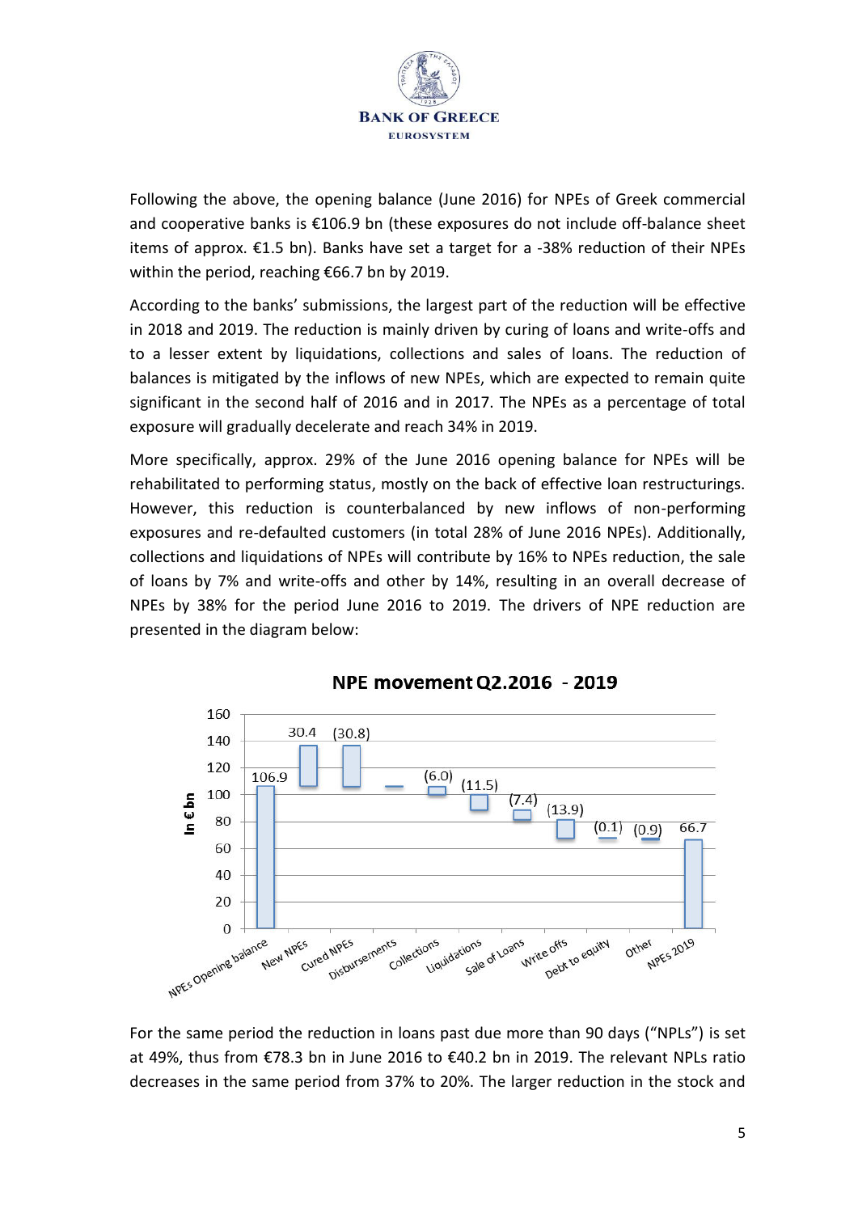Following the above, the opening balance (June 2016) for NPEs of Greek commercial and cooperative banks is €106.9 bn (these exposures do not include off-balance sheet items of approx. €1.5 bn). Banks have set a target for a -38% reduction of their NPEs within the period, reaching €66.7 bn by 2019.

According to the banks' submissions, the largest part of the reduction will be effective in 2018 and 2019. The reduction is mainly driven by curing of loans and write-offs and to a lesser extent by liquidations, collections and sales of loans. The reduction of balances is mitigated by the inflows of new NPEs, which are expected to remain quite significant in the second half of 2016 and in 2017. The NPEs as a percentage of total exposure will gradually decelerate and reach 34% in 2019.

More specifically, approx. 29% of the June 2016 opening balance for NPEs will be rehabilitated to performing status, mostly on the back of effective loan restructurings. However, this reduction is counterbalanced by new inflows of non-performing exposures and re-defaulted customers (in total 28% of June 2016 NPEs). Additionally, collections and liquidations of NPEs will contribute by 16% to NPEs reduction, the sale of loans by 7% and write-offs and other by 14%, resulting in an overall decrease of NPEs by 38% for the period June 2016 to 2019. The drivers of NPE reduction are presented in the diagram below:

**NPE movement Q2.2016 - 2019**

| In € bn | |
|---|---|
| NPEs Opening balance | 106.9 |
| New NPEs | 30.4 |
| Cured NPEs | (30.8) |
| Disbursements | |
| Collections | (6.0) |
| Liquidations | (11.5) |
| Sale of Loans | (7.4) |
| Write offs | (13.9) |
| Debt to equity | (0.1) |
| Other | (0.9) |
| NPEs 2019 | 66.7 |

For the same period the reduction in loans past due more than 90 days ("NPLs") is set at 49%, thus from €78.3 bn in June 2016 to €40.2 bn in 2019. The relevant NPLs ratio decreases in the same period from 37% to 20%. The larger reduction in the stock and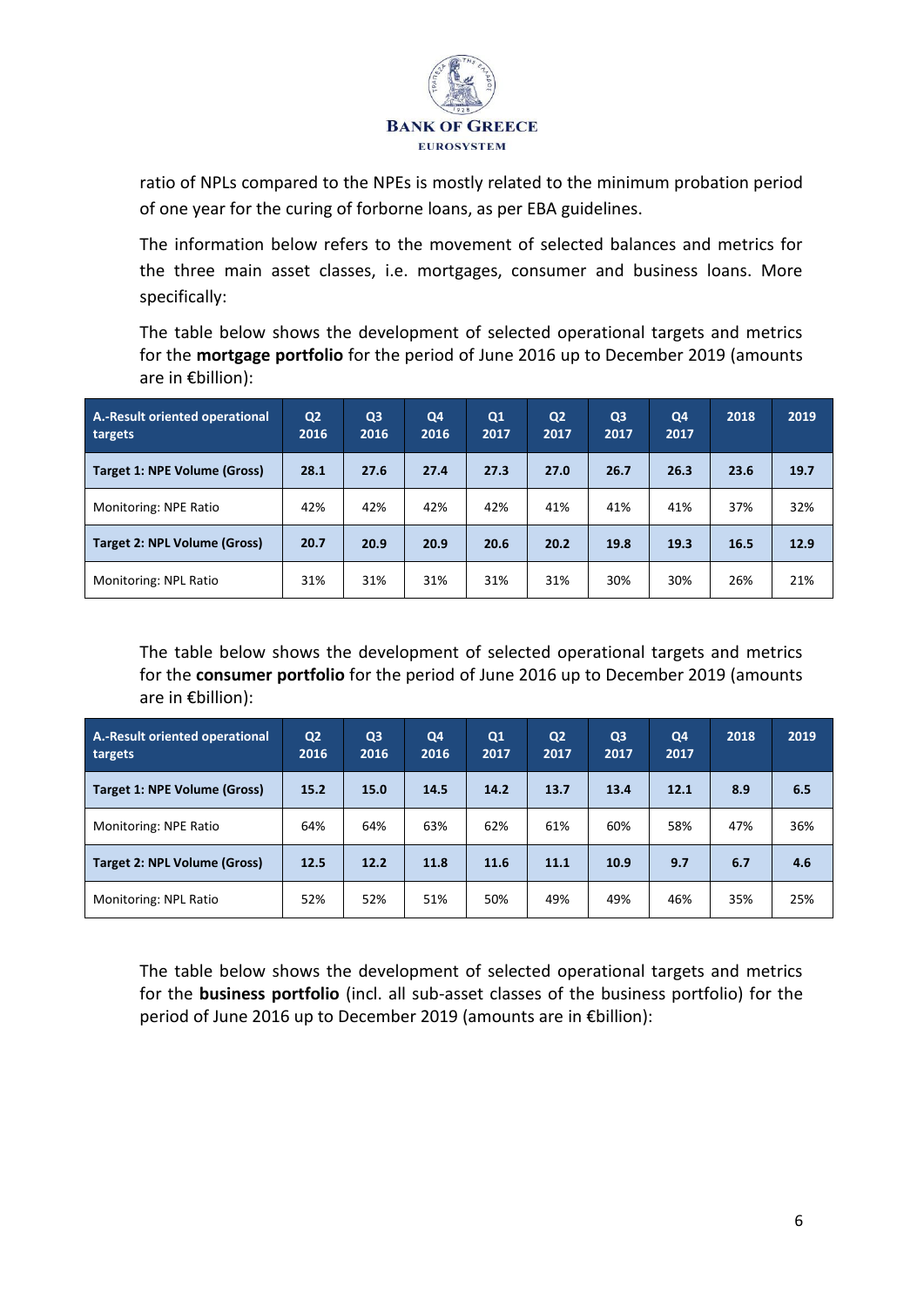ratio of NPLs compared to the NPEs is mostly related to the minimum probation period of one year for the curing of forborne loans, as per EBA guidelines.

The information below refers to the movement of selected balances and metrics for the three main asset classes, i.e. mortgages, consumer and business loans. More specifically:

The table below shows the development of selected operational targets and metrics for the **mortgage portfolio** for the period of June 2016 up to December 2019 (amounts are in €billion):

| A.-Result oriented operational targets | Q2 2016 | Q3 2016 | Q4 2016 | Q1 2017 | Q2 2017 | Q3 2017 | Q4 2017 | 2018 | 2019 |
|---|---|---|---|---|---|---|---|---|---|
| **Target 1: NPE Volume (Gross)** | **28.1** | **27.6** | **27.4** | **27.3** | **27.0** | **26.7** | **26.3** | **23.6** | **19.7** |
| Monitoring: NPE Ratio | 42% | 42% | 42% | 42% | 41% | 41% | 41% | 37% | 32% |
| **Target 2: NPL Volume (Gross)** | **20.7** | **20.9** | **20.9** | **20.6** | **20.2** | **19.8** | **19.3** | **16.5** | **12.9** |
| Monitoring: NPL Ratio | 31% | 31% | 31% | 31% | 31% | 30% | 30% | 26% | 21% |

The table below shows the development of selected operational targets and metrics for the **consumer portfolio** for the period of June 2016 up to December 2019 (amounts are in €billion):

| A.-Result oriented operational targets | Q2 2016 | Q3 2016 | Q4 2016 | Q1 2017 | Q2 2017 | Q3 2017 | Q4 2017 | 2018 | 2019 |
|---|---|---|---|---|---|---|---|---|---|
| **Target 1: NPE Volume (Gross)** | **15.2** | **15.0** | **14.5** | **14.2** | **13.7** | **13.4** | **12.1** | **8.9** | **6.5** |
| Monitoring: NPE Ratio | 64% | 64% | 63% | 62% | 61% | 60% | 58% | 47% | 36% |
| **Target 2: NPL Volume (Gross)** | **12.5** | **12.2** | **11.8** | **11.6** | **11.1** | **10.9** | **9.7** | **6.7** | **4.6** |
| Monitoring: NPL Ratio | 52% | 52% | 51% | 50% | 49% | 49% | 46% | 35% | 25% |

The table below shows the development of selected operational targets and metrics for the **business portfolio** (incl. all sub-asset classes of the business portfolio) for the period of June 2016 up to December 2019 (amounts are in €billion):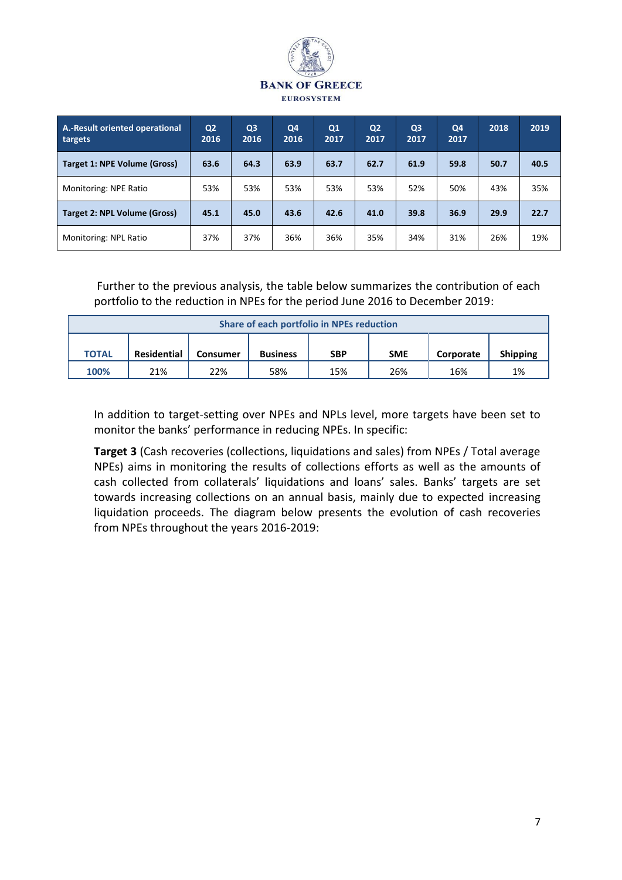| A.-Result oriented operational targets | Q2 2016 | Q3 2016 | Q4 2016 | Q1 2017 | Q2 2017 | Q3 2017 | Q4 2017 | 2018 | 2019 |
|---|---|---|---|---|---|---|---|---|---|
| **Target 1: NPE Volume (Gross)** | **63.6** | **64.3** | **63.9** | **63.7** | **62.7** | **61.9** | **59.8** | **50.7** | **40.5** |
| Monitoring: NPE Ratio | 53% | 53% | 53% | 53% | 53% | 52% | 50% | 43% | 35% |
| **Target 2: NPL Volume (Gross)** | **45.1** | **45.0** | **43.6** | **42.6** | **41.0** | **39.8** | **36.9** | **29.9** | **22.7** |
| Monitoring: NPL Ratio | 37% | 37% | 36% | 36% | 35% | 34% | 31% | 26% | 19% |

Further to the previous analysis, the table below summarizes the contribution of each portfolio to the reduction in NPEs for the period June 2016 to December 2019:

| Share of each portfolio in NPEs reduction | | | | | | | |
|---|---|---|---|---|---|---|---|
| **TOTAL** | **Residential** | **Consumer** | **Business** | **SBP** | **SME** | **Corporate** | **Shipping** |
| **100%** | 21% | 22% | 58% | 15% | 26% | 16% | 1% |

In addition to target-setting over NPEs and NPLs level, more targets have been set to monitor the banks' performance in reducing NPEs. In specific:

**Target 3** (Cash recoveries (collections, liquidations and sales) from NPEs / Total average NPEs) aims in monitoring the results of collections efforts as well as the amounts of cash collected from collaterals' liquidations and loans' sales. Banks' targets are set towards increasing collections on an annual basis, mainly due to expected increasing liquidation proceeds. The diagram below presents the evolution of cash recoveries from NPEs throughout the years 2016-2019: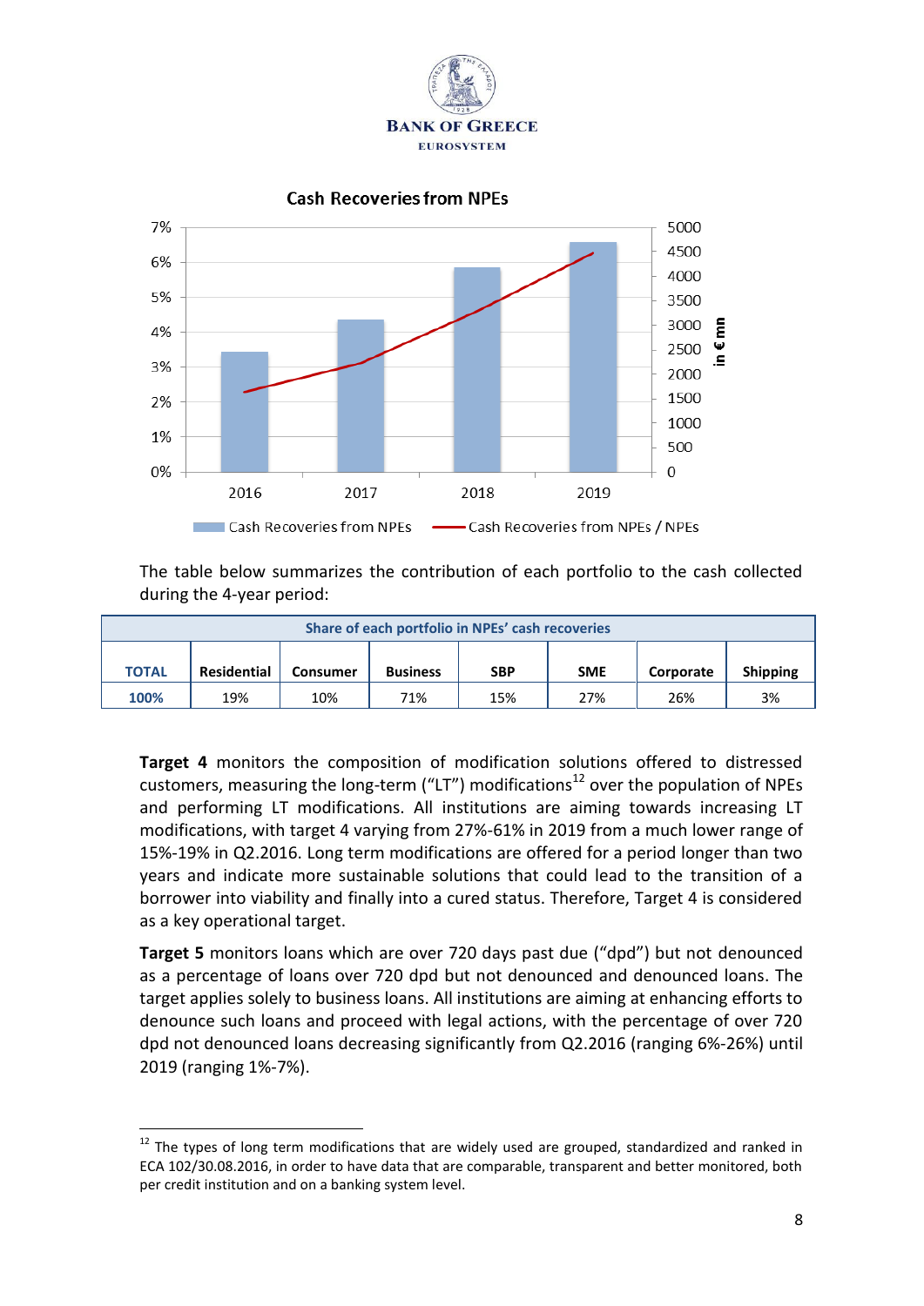Cash Recoveries from NPEs

The table below summarizes the contribution of each portfolio to the cash collected during the 4-year period:

| Share of each portfolio in NPEs' cash recoveries | | | | | | | |
|---|---|---|---|---|---|---|---|
| **TOTAL** | **Residential** | **Consumer** | **Business** | **SBP** | **SME** | **Corporate** | **Shipping** |
| **100%** | 19% | 10% | 71% | 15% | 27% | 26% | 3% |

**Target 4** monitors the composition of modification solutions offered to distressed customers, measuring the long-term ("LT") modifications[12] over the population of NPEs and performing LT modifications. All institutions are aiming towards increasing LT modifications, with target 4 varying from 27%-61% in 2019 from a much lower range of 15%-19% in Q2.2016. Long term modifications are offered for a period longer than two years and indicate more sustainable solutions that could lead to the transition of a borrower into viability and finally into a cured status. Therefore, Target 4 is considered as a key operational target.

**Target 5** monitors loans which are over 720 days past due ("dpd") but not denounced as a percentage of loans over 720 dpd but not denounced and denounced loans. The target applies solely to business loans. All institutions are aiming at enhancing efforts to denounce such loans and proceed with legal actions, with the percentage of over 720 dpd not denounced loans decreasing significantly from Q2.2016 (ranging 6%-26%) until 2019 (ranging 1%-7%).

[12] The types of long term modifications that are widely used are grouped, standardized and ranked in ECA 102/30.08.2016, in order to have data that are comparable, transparent and better monitored, both per credit institution and on a banking system level.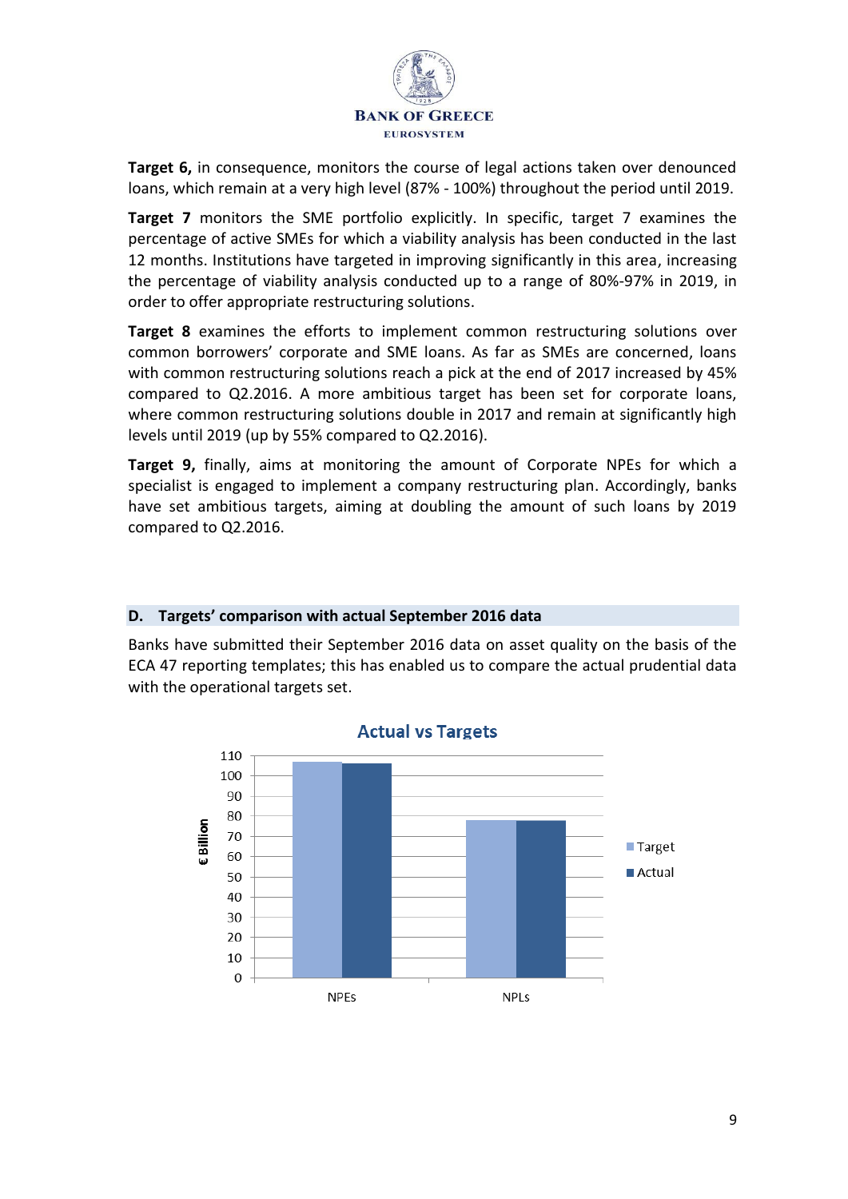**Target 6,** in consequence, monitors the course of legal actions taken over denounced loans, which remain at a very high level (87% - 100%) throughout the period until 2019.

**Target 7** monitors the SME portfolio explicitly. In specific, target 7 examines the percentage of active SMEs for which a viability analysis has been conducted in the last 12 months. Institutions have targeted in improving significantly in this area, increasing the percentage of viability analysis conducted up to a range of 80%-97% in 2019, in order to offer appropriate restructuring solutions.

**Target 8** examines the efforts to implement common restructuring solutions over common borrowers' corporate and SME loans. As far as SMEs are concerned, loans with common restructuring solutions reach a pick at the end of 2017 increased by 45% compared to Q2.2016. A more ambitious target has been set for corporate loans, where common restructuring solutions double in 2017 and remain at significantly high levels until 2019 (up by 55% compared to Q2.2016).

**Target 9,** finally, aims at monitoring the amount of Corporate NPEs for which a specialist is engaged to implement a company restructuring plan. Accordingly, banks have set ambitious targets, aiming at doubling the amount of such loans by 2019 compared to Q2.2016.

## D. Targets' comparison with actual September 2016 data

Banks have submitted their September 2016 data on asset quality on the basis of the ECA 47 reporting templates; this has enabled us to compare the actual prudential data with the operational targets set.

**Actual vs Targets**

(€ Billion; bar chart comparing Target and Actual for NPEs and NPLs)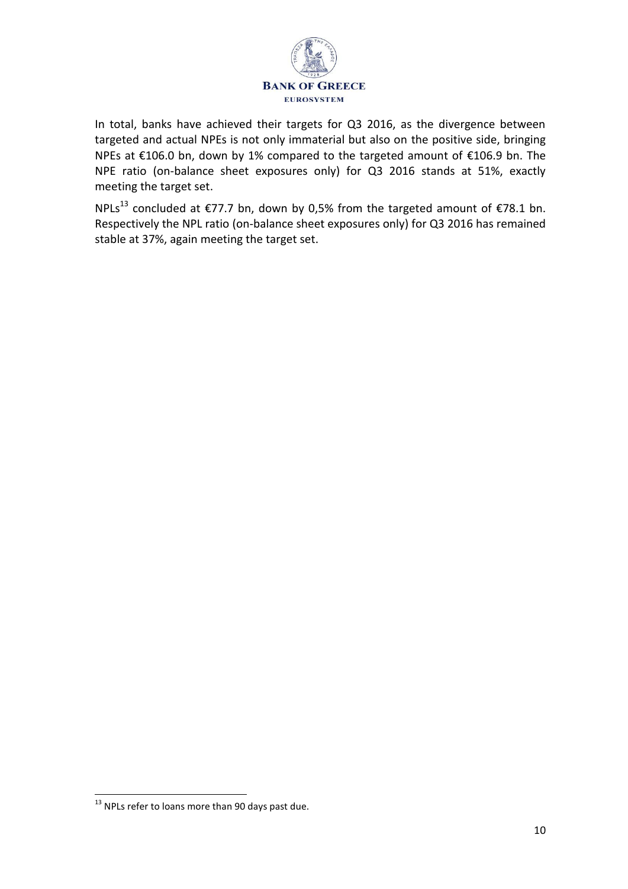In total, banks have achieved their targets for Q3 2016, as the divergence between targeted and actual NPEs is not only immaterial but also on the positive side, bringing NPEs at €106.0 bn, down by 1% compared to the targeted amount of €106.9 bn. The NPE ratio (on-balance sheet exposures only) for Q3 2016 stands at 51%, exactly meeting the target set.

NPLs[13] concluded at €77.7 bn, down by 0,5% from the targeted amount of €78.1 bn. Respectively the NPL ratio (on-balance sheet exposures only) for Q3 2016 has remained stable at 37%, again meeting the target set.

[13] NPLs refer to loans more than 90 days past due.